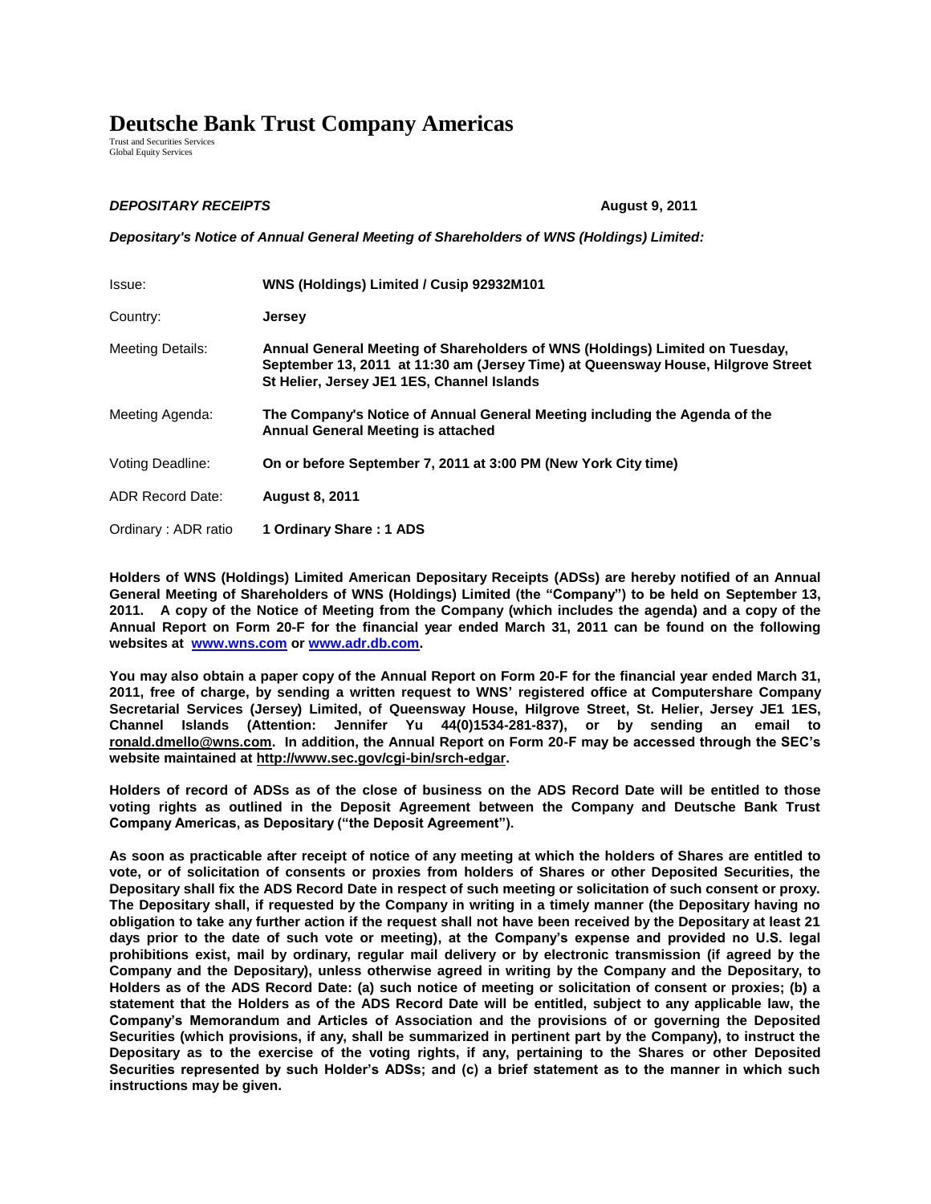# Deutsche Bank Trust Company Americas

Trust and Securities Services
Global Equity Services

***DEPOSITARY RECEIPTS*** **August 9, 2011**

***Depositary's Notice of Annual General Meeting of Shareholders of WNS (Holdings) Limited:***

| | |
|---|---|
| Issue: | **WNS (Holdings) Limited / Cusip 92932M101** |
| Country: | **Jersey** |
| Meeting Details: | **Annual General Meeting of Shareholders of WNS (Holdings) Limited on Tuesday, September 13, 2011 at 11:30 am (Jersey Time) at Queensway House, Hilgrove Street St Helier, Jersey JE1 1ES, Channel Islands** |
| Meeting Agenda: | **The Company's Notice of Annual General Meeting including the Agenda of the Annual General Meeting is attached** |
| Voting Deadline: | **On or before September 7, 2011 at 3:00 PM (New York City time)** |
| ADR Record Date: | **August 8, 2011** |
| Ordinary : ADR ratio | **1 Ordinary Share : 1 ADS** |

**Holders of WNS (Holdings) Limited American Depositary Receipts (ADSs) are hereby notified of an Annual General Meeting of Shareholders of WNS (Holdings) Limited (the "Company") to be held on September 13, 2011. A copy of the Notice of Meeting from the Company (which includes the agenda) and a copy of the Annual Report on Form 20-F for the financial year ended March 31, 2011 can be found on the following websites at www.wns.com or www.adr.db.com.**

**You may also obtain a paper copy of the Annual Report on Form 20-F for the financial year ended March 31, 2011, free of charge, by sending a written request to WNS' registered office at Computershare Company Secretarial Services (Jersey) Limited, of Queensway House, Hilgrove Street, St. Helier, Jersey JE1 1ES, Channel Islands (Attention: Jennifer Yu 44(0)1534-281-837), or by sending an email to ronald.dmello@wns.com. In addition, the Annual Report on Form 20-F may be accessed through the SEC's website maintained at http://www.sec.gov/cgi-bin/srch-edgar.**

**Holders of record of ADSs as of the close of business on the ADS Record Date will be entitled to those voting rights as outlined in the Deposit Agreement between the Company and Deutsche Bank Trust Company Americas, as Depositary ("the Deposit Agreement").**

**As soon as practicable after receipt of notice of any meeting at which the holders of Shares are entitled to vote, or of solicitation of consents or proxies from holders of Shares or other Deposited Securities, the Depositary shall fix the ADS Record Date in respect of such meeting or solicitation of such consent or proxy. The Depositary shall, if requested by the Company in writing in a timely manner (the Depositary having no obligation to take any further action if the request shall not have been received by the Depositary at least 21 days prior to the date of such vote or meeting), at the Company's expense and provided no U.S. legal prohibitions exist, mail by ordinary, regular mail delivery or by electronic transmission (if agreed by the Company and the Depositary), unless otherwise agreed in writing by the Company and the Depositary, to Holders as of the ADS Record Date: (a) such notice of meeting or solicitation of consent or proxies; (b) a statement that the Holders as of the ADS Record Date will be entitled, subject to any applicable law, the Company's Memorandum and Articles of Association and the provisions of or governing the Deposited Securities (which provisions, if any, shall be summarized in pertinent part by the Company), to instruct the Depositary as to the exercise of the voting rights, if any, pertaining to the Shares or other Deposited Securities represented by such Holder's ADSs; and (c) a brief statement as to the manner in which such instructions may be given.**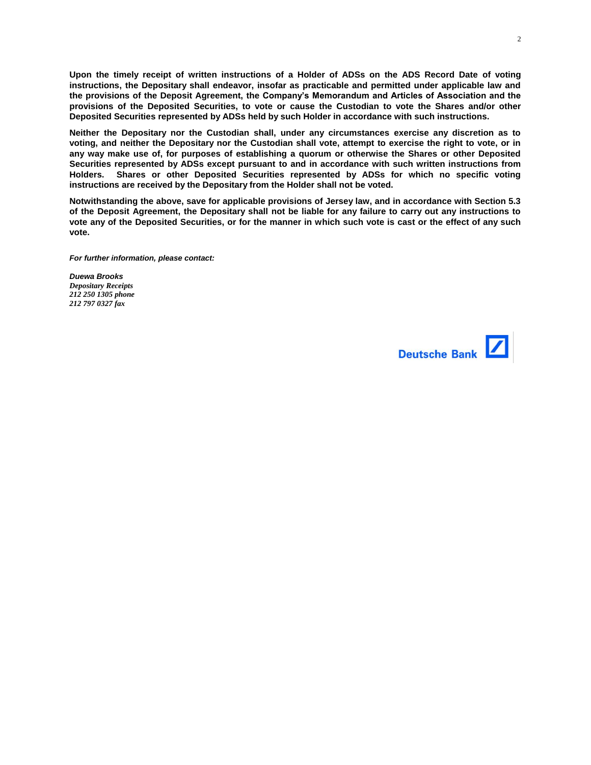**Upon the timely receipt of written instructions of a Holder of ADSs on the ADS Record Date of voting instructions, the Depositary shall endeavor, insofar as practicable and permitted under applicable law and the provisions of the Deposit Agreement, the Company's Memorandum and Articles of Association and the provisions of the Deposited Securities, to vote or cause the Custodian to vote the Shares and/or other Deposited Securities represented by ADSs held by such Holder in accordance with such instructions.**

**Neither the Depositary nor the Custodian shall, under any circumstances exercise any discretion as to voting, and neither the Depositary nor the Custodian shall vote, attempt to exercise the right to vote, or in any way make use of, for purposes of establishing a quorum or otherwise the Shares or other Deposited Securities represented by ADSs except pursuant to and in accordance with such written instructions from Holders. Shares or other Deposited Securities represented by ADSs for which no specific voting instructions are received by the Depositary from the Holder shall not be voted.**

**Notwithstanding the above, save for applicable provisions of Jersey law, and in accordance with Section 5.3 of the Deposit Agreement, the Depositary shall not be liable for any failure to carry out any instructions to vote any of the Deposited Securities, or for the manner in which such vote is cast or the effect of any such vote.**

***For further information, please contact:***

***Duewa Brooks***
***Depositary Receipts***
***212 250 1305 phone***
***212 797 0327 fax***

Deutsche Bank